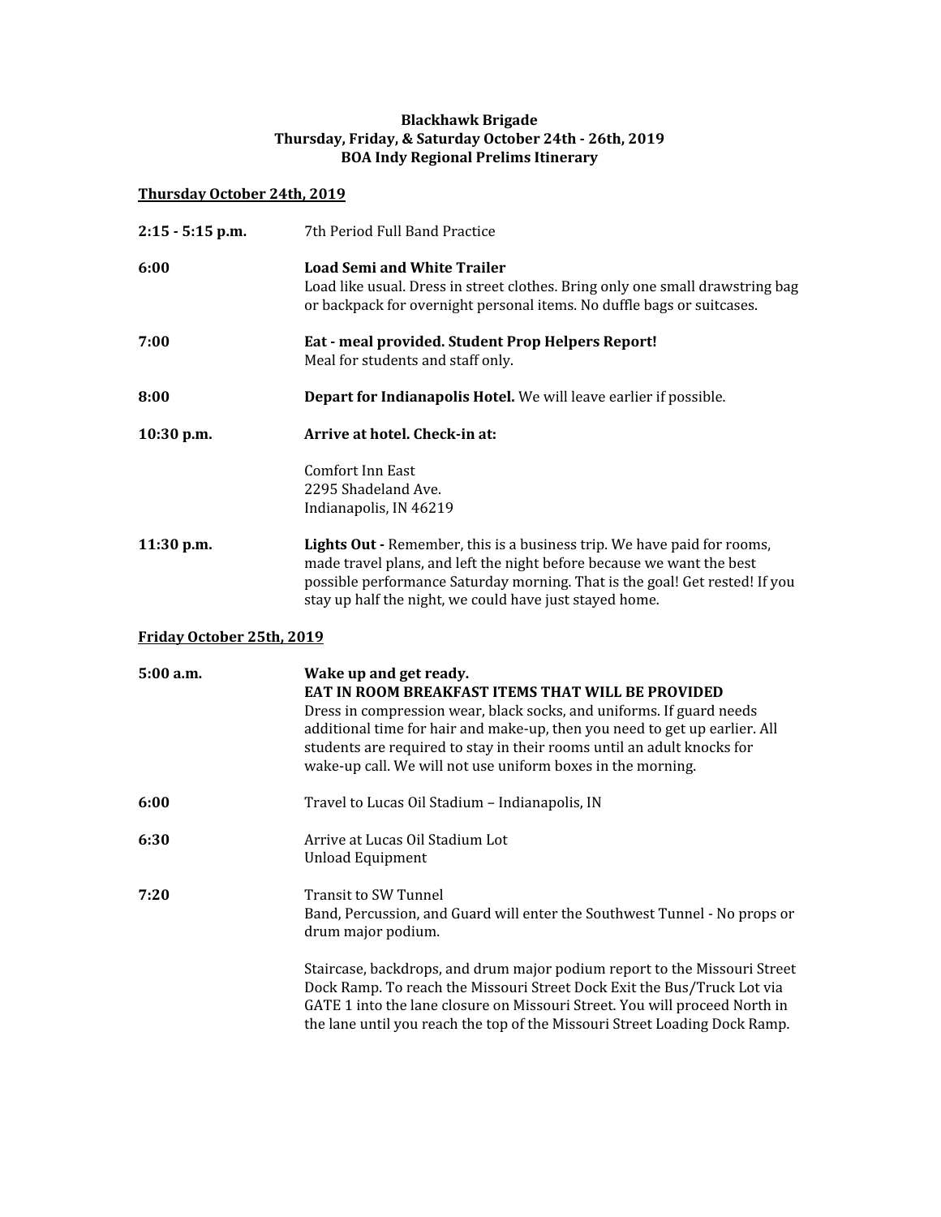**Blackhawk Brigade**
**Thursday, Friday, & Saturday October 24th - 26th, 2019**
**BOA Indy Regional Prelims Itinerary**

**<u>Thursday October 24th, 2019</u>**

| | |
|---|---|
| **2:15 - 5:15 p.m.** | 7th Period Full Band Practice |
| **6:00** | **Load Semi and White Trailer**<br>Load like usual. Dress in street clothes. Bring only one small drawstring bag or backpack for overnight personal items. No duffle bags or suitcases. |
| **7:00** | **Eat - meal provided. Student Prop Helpers Report!**<br>Meal for students and staff only. |
| **8:00** | **Depart for Indianapolis Hotel.** We will leave earlier if possible. |
| **10:30 p.m.** | **Arrive at hotel. Check-in at:**<br><br>Comfort Inn East<br>2295 Shadeland Ave.<br>Indianapolis, IN 46219 |
| **11:30 p.m.** | **Lights Out -** Remember, this is a business trip. We have paid for rooms, made travel plans, and left the night before because we want the best possible performance Saturday morning. That is the goal! Get rested! If you stay up half the night, we could have just stayed home. |

**<u>Friday October 25th, 2019</u>**

| | |
|---|---|
| **5:00 a.m.** | **Wake up and get ready.**<br>**EAT IN ROOM BREAKFAST ITEMS THAT WILL BE PROVIDED**<br>Dress in compression wear, black socks, and uniforms. If guard needs additional time for hair and make-up, then you need to get up earlier. All students are required to stay in their rooms until an adult knocks for wake-up call. We will not use uniform boxes in the morning. |
| **6:00** | Travel to Lucas Oil Stadium – Indianapolis, IN |
| **6:30** | Arrive at Lucas Oil Stadium Lot<br>Unload Equipment |
| **7:20** | Transit to SW Tunnel<br>Band, Percussion, and Guard will enter the Southwest Tunnel - No props or drum major podium.<br><br>Staircase, backdrops, and drum major podium report to the Missouri Street Dock Ramp. To reach the Missouri Street Dock Exit the Bus/Truck Lot via GATE 1 into the lane closure on Missouri Street. You will proceed North in the lane until you reach the top of the Missouri Street Loading Dock Ramp. |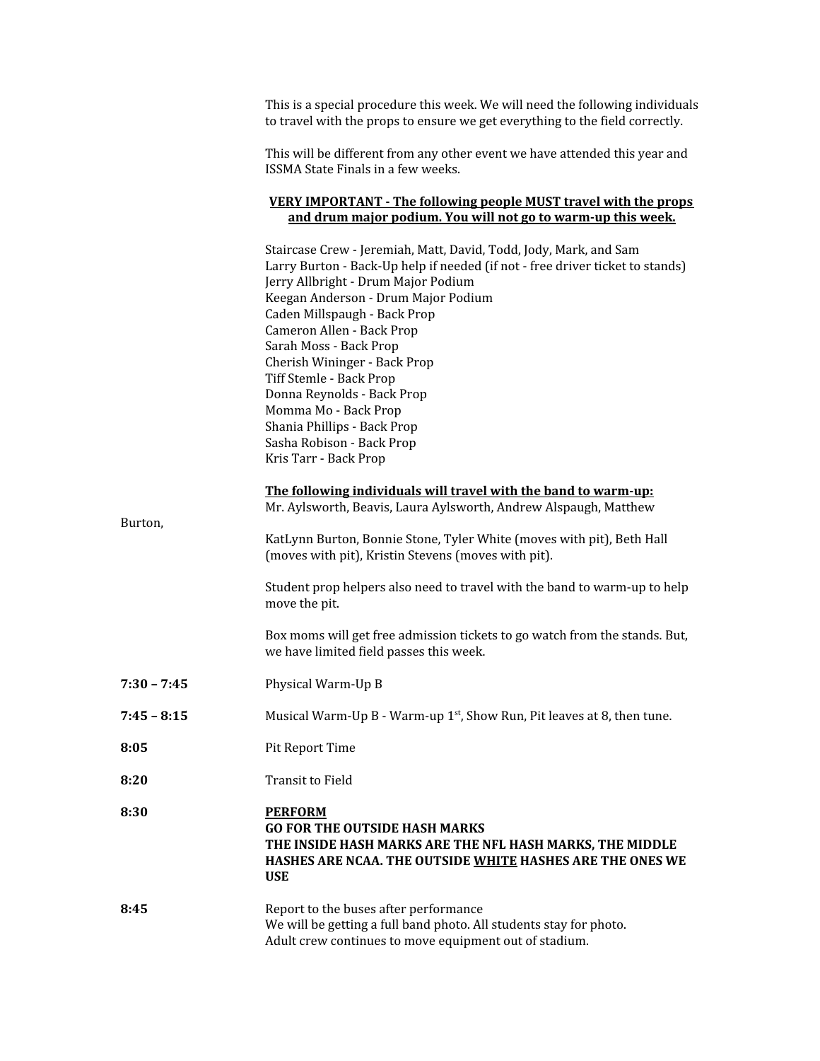This is a special procedure this week. We will need the following individuals to travel with the props to ensure we get everything to the field correctly.

This will be different from any other event we have attended this year and ISSMA State Finals in a few weeks.

**<u>VERY IMPORTANT - The following people MUST travel with the props and drum major podium. You will not go to warm-up this week.</u>**

Staircase Crew - Jeremiah, Matt, David, Todd, Jody, Mark, and Sam
Larry Burton - Back-Up help if needed (if not - free driver ticket to stands)
Jerry Allbright - Drum Major Podium
Keegan Anderson - Drum Major Podium
Caden Millspaugh - Back Prop
Cameron Allen - Back Prop
Sarah Moss - Back Prop
Cherish Wininger - Back Prop
Tiff Stemle - Back Prop
Donna Reynolds - Back Prop
Momma Mo - Back Prop
Shania Phillips - Back Prop
Sasha Robison - Back Prop
Kris Tarr - Back Prop

**<u>The following individuals will travel with the band to warm-up:</u>**
Mr. Aylsworth, Beavis, Laura Aylsworth, Andrew Alspaugh, Matthew Burton,

KatLynn Burton, Bonnie Stone, Tyler White (moves with pit), Beth Hall (moves with pit), Kristin Stevens (moves with pit).

Student prop helpers also need to travel with the band to warm-up to help move the pit.

Box moms will get free admission tickets to go watch from the stands. But, we have limited field passes this week.

**7:30 – 7:45** Physical Warm-Up B

**7:45 – 8:15** Musical Warm-Up B - Warm-up 1st, Show Run, Pit leaves at 8, then tune.

**8:05** Pit Report Time

**8:20** Transit to Field

**8:30** **<u>PERFORM</u>**
**GO FOR THE OUTSIDE HASH MARKS**
**THE INSIDE HASH MARKS ARE THE NFL HASH MARKS, THE MIDDLE HASHES ARE NCAA. THE OUTSIDE <u>WHITE</u> HASHES ARE THE ONES WE USE**

**8:45** Report to the buses after performance
We will be getting a full band photo. All students stay for photo.
Adult crew continues to move equipment out of stadium.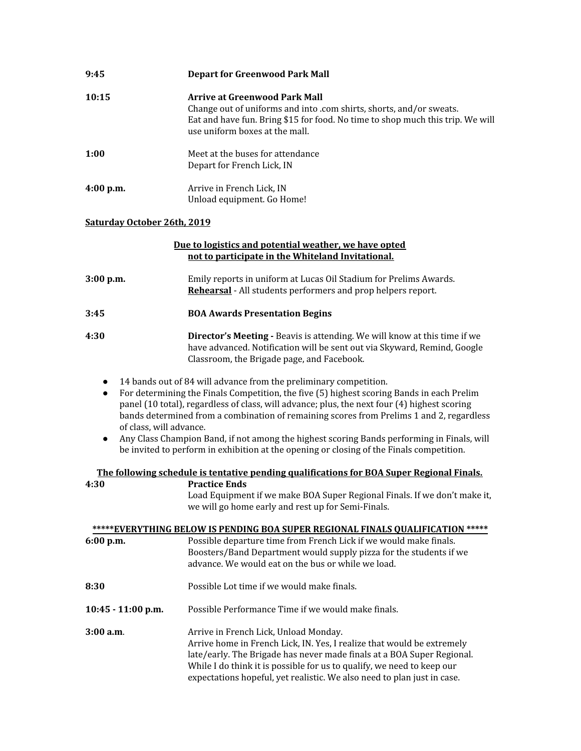**9:45** **Depart for Greenwood Park Mall**

**10:15** **Arrive at Greenwood Park Mall**
Change out of uniforms and into .com shirts, shorts, and/or sweats.
Eat and have fun. Bring $15 for food. No time to shop much this trip. We will use uniform boxes at the mall.

**1:00** Meet at the buses for attendance
Depart for French Lick, IN

**4:00 p.m.** Arrive in French Lick, IN
Unload equipment. Go Home!

**<u>Saturday October 26th, 2019</u>**

**<u>Due to logistics and potential weather, we have opted not to participate in the Whiteland Invitational.</u>**

**3:00 p.m.** Emily reports in uniform at Lucas Oil Stadium for Prelims Awards.
**<u>Rehearsal</u>** - All students performers and prop helpers report.

**3:45** **BOA Awards Presentation Begins**

**4:30** **Director's Meeting -** Beavis is attending. We will know at this time if we have advanced. Notification will be sent out via Skyward, Remind, Google Classroom, the Brigade page, and Facebook.

- 14 bands out of 84 will advance from the preliminary competition.
- For determining the Finals Competition, the five (5) highest scoring Bands in each Prelim panel (10 total), regardless of class, will advance; plus, the next four (4) highest scoring bands determined from a combination of remaining scores from Prelims 1 and 2, regardless of class, will advance.
- Any Class Champion Band, if not among the highest scoring Bands performing in Finals, will be invited to perform in exhibition at the opening or closing of the Finals competition.

**<u>The following schedule is tentative pending qualifications for BOA Super Regional Finals.</u>**

**4:30** **Practice Ends**
Load Equipment if we make BOA Super Regional Finals. If we don't make it, we will go home early and rest up for Semi-Finals.

**<u>*****EVERYTHING BELOW IS PENDING BOA SUPER REGIONAL FINALS QUALIFICATION *****</u>**

**6:00 p.m.** Possible departure time from French Lick if we would make finals.
Boosters/Band Department would supply pizza for the students if we advance. We would eat on the bus or while we load.

**8:30** Possible Lot time if we would make finals.

**10:45 - 11:00 p.m.** Possible Performance Time if we would make finals.

**3:00 a.m.** Arrive in French Lick, Unload Monday.
Arrive home in French Lick, IN. Yes, I realize that would be extremely late/early. The Brigade has never made finals at a BOA Super Regional. While I do think it is possible for us to qualify, we need to keep our expectations hopeful, yet realistic. We also need to plan just in case.